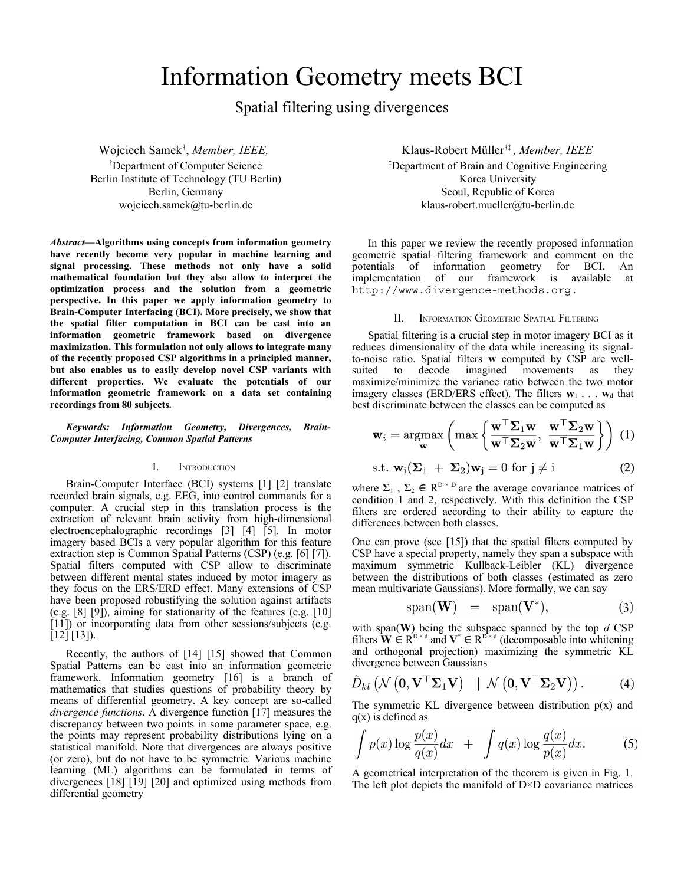# Information Geometry meets BCI

## Spatial filtering using divergences

Wojciech Samek[†], *Member, IEEE,*
[†]Department of Computer Science
Berlin Institute of Technology (TU Berlin)
Berlin, Germany
wojciech.samek@tu-berlin.de

Klaus-Robert Müller[†‡], *Member, IEEE*
[‡]Department of Brain and Cognitive Engineering
Korea University
Seoul, Republic of Korea
klaus-robert.mueller@tu-berlin.de

***Abstract*—Algorithms using concepts from information geometry have recently become very popular in machine learning and signal processing. These methods not only have a solid mathematical foundation but they also allow to interpret the optimization process and the solution from a geometric perspective. In this paper we apply information geometry to Brain-Computer Interfacing (BCI). More precisely, we show that the spatial filter computation in BCI can be cast into an information geometric framework based on divergence maximization. This formulation not only allows to integrate many of the recently proposed CSP algorithms in a principled manner, but also enables us to easily develop novel CSP variants with different properties. We evaluate the potentials of our information geometric framework on a data set containing recordings from 80 subjects.**

***Keywords: Information Geometry, Divergences, Brain-Computer Interfacing, Common Spatial Patterns***

### I. Introduction

Brain-Computer Interface (BCI) systems [1] [2] translate recorded brain signals, e.g. EEG, into control commands for a computer. A crucial step in this translation process is the extraction of relevant brain activity from high-dimensional electroencephalographic recordings [3] [4] [5]. In motor imagery based BCIs a very popular algorithm for this feature extraction step is Common Spatial Patterns (CSP) (e.g. [6] [7]). Spatial filters computed with CSP allow to discriminate between different mental states induced by motor imagery as they focus on the ERS/ERD effect. Many extensions of CSP have been proposed robustifying the solution against artifacts (e.g. [8] [9]), aiming for stationarity of the features (e.g. [10] [11]) or incorporating data from other sessions/subjects (e.g. [12] [13]).

Recently, the authors of [14] [15] showed that Common Spatial Patterns can be cast into an information geometric framework. Information geometry [16] is a branch of mathematics that studies questions of probability theory by means of differential geometry. A key concept are so-called *divergence functions*. A divergence function [17] measures the discrepancy between two points in some parameter space, e.g. the points may represent probability distributions lying on a statistical manifold. Note that divergences are always positive (or zero), but do not have to be symmetric. Various machine learning (ML) algorithms can be formulated in terms of divergences [18] [19] [20] and optimized using methods from differential geometry

In this paper we review the recently proposed information geometric spatial filtering framework and comment on the potentials of information geometry for BCI. An implementation of our framework is available at `http://www.divergence-methods.org.`

### II. Information Geometric Spatial Filtering

Spatial filtering is a crucial step in motor imagery BCI as it reduces dimensionality of the data while increasing its signal-to-noise ratio. Spatial filters $\mathbf{w}$ computed by CSP are well-suited to decode imagined movements as they maximize/minimize the variance ratio between the two motor imagery classes (ERD/ERS effect). The filters $\mathbf{w}_1 \ldots \mathbf{w}_d$ that best discriminate between the classes can be computed as

$$\mathbf{w}_i = \underset{\mathbf{w}}{\operatorname{argmax}} \left( \max \left\{ \frac{\mathbf{w}^\top \mathbf{\Sigma}_1 \mathbf{w}}{\mathbf{w}^\top \mathbf{\Sigma}_2 \mathbf{w}},\ \frac{\mathbf{w}^\top \mathbf{\Sigma}_2 \mathbf{w}}{\mathbf{w}^\top \mathbf{\Sigma}_1 \mathbf{w}} \right\} \right) \quad (1)$$

$$\text{s.t. } \mathbf{w}_i(\mathbf{\Sigma}_1 + \mathbf{\Sigma}_2)\mathbf{w}_j = 0 \text{ for } j \neq i \quad (2)$$

where $\mathbf{\Sigma}_1$ , $\mathbf{\Sigma}_2 \in \mathbb{R}^{D \times D}$ are the average covariance matrices of condition 1 and 2, respectively. With this definition the CSP filters are ordered according to their ability to capture the differences between both classes.

One can prove (see [15]) that the spatial filters computed by CSP have a special property, namely they span a subspace with maximum symmetric Kullback-Leibler (KL) divergence between the distributions of both classes (estimated as zero mean multivariate Gaussians). More formally, we can say

$$\operatorname{span}(\mathbf{W}) \quad = \quad \operatorname{span}(\mathbf{V}^*), \quad (3)$$

with span($\mathbf{W}$) being the subspace spanned by the top $d$ CSP filters $\mathbf{W} \in \mathbb{R}^{D \times d}$ and $\mathbf{V}^* \in \mathbb{R}^{D \times d}$ (decomposable into whitening and orthogonal projection) maximizing the symmetric KL divergence between Gaussians

$$\tilde{D}_{kl} \left( \mathcal{N}\left(\mathbf{0}, \mathbf{V}^\top \mathbf{\Sigma}_1 \mathbf{V}\right) \ || \ \mathcal{N}\left(\mathbf{0}, \mathbf{V}^\top \mathbf{\Sigma}_2 \mathbf{V}\right) \right). \quad (4)$$

The symmetric KL divergence between distribution p(x) and q(x) is defined as

$$\int p(x) \log \frac{p(x)}{q(x)} dx \quad + \quad \int q(x) \log \frac{q(x)}{p(x)} dx. \quad (5)$$

A geometrical interpretation of the theorem is given in Fig. 1. The left plot depicts the manifold of D×D covariance matrices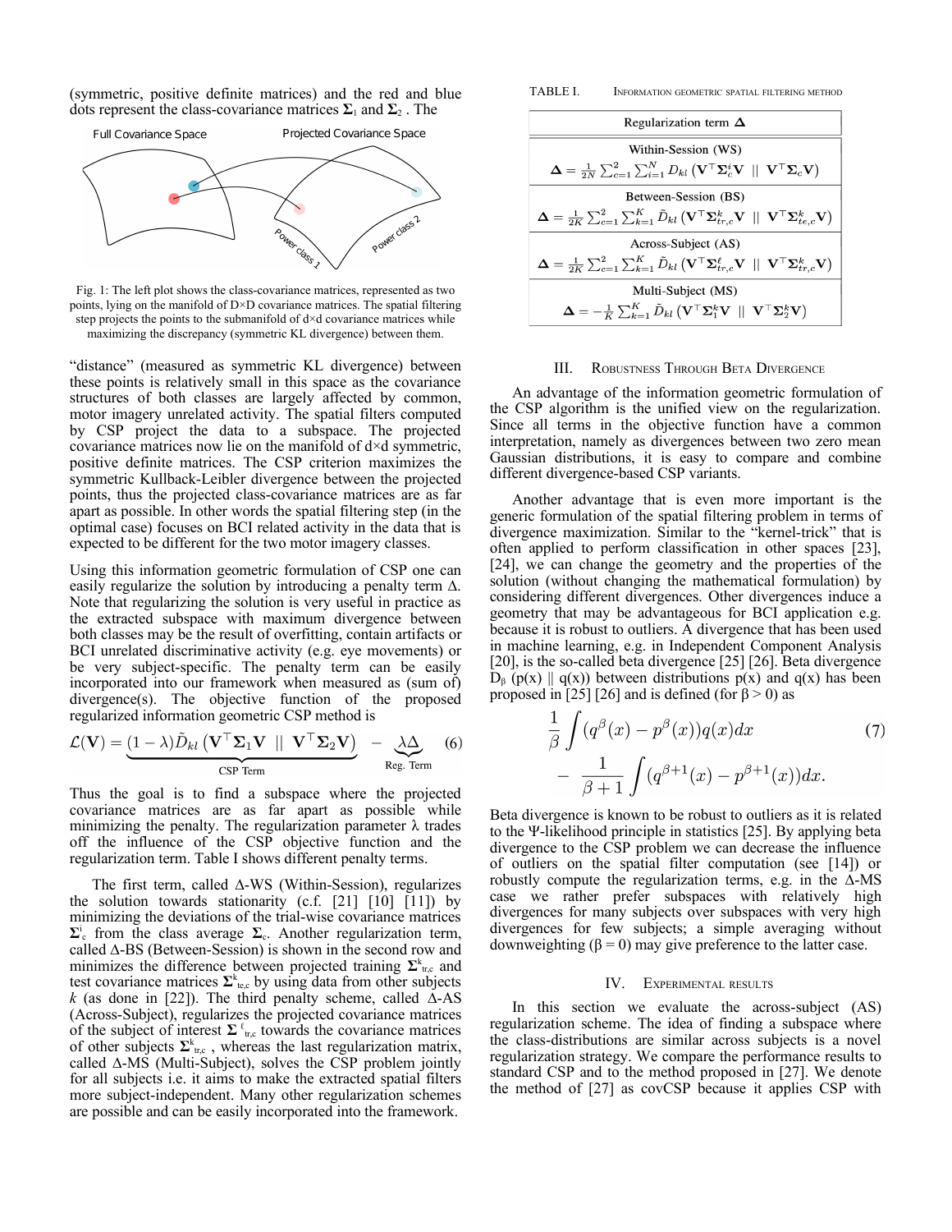(symmetric, positive definite matrices) and the red and blue dots represent the class-covariance matrices $\mathbf{\Sigma}_1$ and $\mathbf{\Sigma}_2$ . The "distance" (measured as symmetric KL divergence) between these points is relatively small in this space as the covariance structures of both classes are largely affected by common, motor imagery unrelated activity. The spatial filters computed by CSP project the data to a subspace. The projected covariance matrices now lie on the manifold of d×d symmetric, positive definite matrices. The CSP criterion maximizes the symmetric Kullback-Leibler divergence between the projected points, thus the projected class-covariance matrices are as far apart as possible. In other words the spatial filtering step (in the optimal case) focuses on BCI related activity in the data that is expected to be different for the two motor imagery classes.

Fig. 1: The left plot shows the class-covariance matrices, represented as two points, lying on the manifold of D×D covariance matrices. The spatial filtering step projects the points to the submanifold of d×d covariance matrices while maximizing the discrepancy (symmetric KL divergence) between them.

Using this information geometric formulation of CSP one can easily regularize the solution by introducing a penalty term Δ. Note that regularizing the solution is very useful in practice as the extracted subspace with maximum divergence between both classes may be the result of overfitting, contain artifacts or BCI unrelated discriminative activity (e.g. eye movements) or be very subject-specific. The penalty term can be easily incorporated into our framework when measured as (sum of) divergence(s). The objective function of the proposed regularized information geometric CSP method is

$$\mathcal{L}(\mathbf{V}) = \underbrace{(1-\lambda)\tilde{D}_{kl}\left(\mathbf{V}^\top\mathbf{\Sigma}_1\mathbf{V} \;||\; \mathbf{V}^\top\mathbf{\Sigma}_2\mathbf{V}\right)}_{\text{CSP Term}} - \underbrace{\lambda\Delta}_{\text{Reg. Term}} \quad (6)$$

Thus the goal is to find a subspace where the projected covariance matrices are as far apart as possible while minimizing the penalty. The regularization parameter λ trades off the influence of the CSP objective function and the regularization term. Table I shows different penalty terms.

The first term, called Δ-WS (Within-Session), regularizes the solution towards stationarity (c.f. [21] [10] [11]) by minimizing the deviations of the trial-wise covariance matrices $\mathbf{\Sigma}_c^i$ from the class average $\mathbf{\Sigma}_c$. Another regularization term, called Δ-BS (Between-Session) is shown in the second row and minimizes the difference between projected training $\mathbf{\Sigma}_{tr,c}^k$ and test covariance matrices $\mathbf{\Sigma}_{te,c}^k$ by using data from other subjects *k* (as done in [22]). The third penalty scheme, called Δ-AS (Across-Subject), regularizes the projected covariance matrices of the subject of interest $\mathbf{\Sigma}_{tr,c}^{\ell}$ towards the covariance matrices of other subjects $\mathbf{\Sigma}_{tr,c}^k$ , whereas the last regularization matrix, called Δ-MS (Multi-Subject), solves the CSP problem jointly for all subjects i.e. it aims to make the extracted spatial filters more subject-independent. Many other regularization schemes are possible and can be easily incorporated into the framework.

TABLE I. INFORMATION GEOMETRIC SPATIAL FILTERING METHOD

| Regularization term $\mathbf{\Delta}$ |
|---|
| Within-Session (WS) $\mathbf{\Delta} = \frac{1}{2N}\sum_{c=1}^{2}\sum_{i=1}^{N} D_{kl}\left(\mathbf{V}^\top\mathbf{\Sigma}_c^i\mathbf{V} \;||\; \mathbf{V}^\top\mathbf{\Sigma}_c\mathbf{V}\right)$ |
| Between-Session (BS) $\mathbf{\Delta} = \frac{1}{2K}\sum_{c=1}^{2}\sum_{k=1}^{K} \tilde{D}_{kl}\left(\mathbf{V}^\top\mathbf{\Sigma}_{tr,c}^k\mathbf{V} \;||\; \mathbf{V}^\top\mathbf{\Sigma}_{te,c}^k\mathbf{V}\right)$ |
| Across-Subject (AS) $\mathbf{\Delta} = \frac{1}{2K}\sum_{c=1}^{2}\sum_{k=1}^{K} \tilde{D}_{kl}\left(\mathbf{V}^\top\mathbf{\Sigma}_{tr,c}^\ell\mathbf{V} \;||\; \mathbf{V}^\top\mathbf{\Sigma}_{tr,c}^k\mathbf{V}\right)$ |
| Multi-Subject (MS) $\mathbf{\Delta} = -\frac{1}{K}\sum_{k=1}^{K} \tilde{D}_{kl}\left(\mathbf{V}^\top\mathbf{\Sigma}_1^k\mathbf{V} \;||\; \mathbf{V}^\top\mathbf{\Sigma}_2^k\mathbf{V}\right)$ |

## III. Robustness Through Beta Divergence

An advantage of the information geometric formulation of the CSP algorithm is the unified view on the regularization. Since all terms in the objective function have a common interpretation, namely as divergences between two zero mean Gaussian distributions, it is easy to compare and combine different divergence-based CSP variants.

Another advantage that is even more important is the generic formulation of the spatial filtering problem in terms of divergence maximization. Similar to the "kernel-trick" that is often applied to perform classification in other spaces [23], [24], we can change the geometry and the properties of the solution (without changing the mathematical formulation) by considering different divergences. Other divergences induce a geometry that may be advantageous for BCI application e.g. because it is robust to outliers. A divergence that has been used in machine learning, e.g. in Independent Component Analysis [20], is the so-called beta divergence [25] [26]. Beta divergence $D_\beta$ (p(x) || q(x)) between distributions p(x) and q(x) has been proposed in [25] [26] and is defined (for β > 0) as

$$\frac{1}{\beta}\int (q^\beta(x) - p^\beta(x))q(x)dx - \frac{1}{\beta+1}\int (q^{\beta+1}(x) - p^{\beta+1}(x))dx. \quad (7)$$

Beta divergence is known to be robust to outliers as it is related to the Ψ-likelihood principle in statistics [25]. By applying beta divergence to the CSP problem we can decrease the influence of outliers on the spatial filter computation (see [14]) or robustly compute the regularization terms, e.g. in the Δ-MS case we rather prefer subspaces with relatively high divergences for many subjects over subspaces with very high divergences for few subjects; a simple averaging without downweighting (β = 0) may give preference to the latter case.

## IV. Experimental Results

In this section we evaluate the across-subject (AS) regularization scheme. The idea of finding a subspace where the class-distributions are similar across subjects is a novel regularization strategy. We compare the performance results to standard CSP and to the method proposed in [27]. We denote the method of [27] as covCSP because it applies CSP with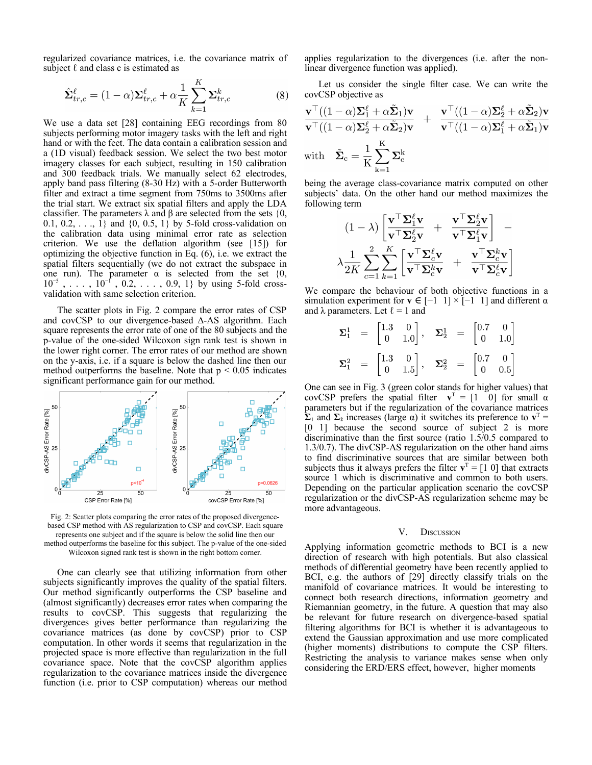regularized covariance matrices, i.e. the covariance matrix of subject ℓ and class c is estimated as

$$\hat{\boldsymbol{\Sigma}}_{tr,c}^{\ell} = (1-\alpha)\boldsymbol{\Sigma}_{tr,c}^{\ell} + \alpha \frac{1}{K}\sum_{k=1}^{K} \boldsymbol{\Sigma}_{tr,c}^{k} \quad (8)$$

We use a data set [28] containing EEG recordings from 80 subjects performing motor imagery tasks with the left and right hand or with the feet. The data contain a calibration session and a (1D visual) feedback session. We select the two best motor imagery classes for each subject, resulting in 150 calibration and 300 feedback trials. We manually select 62 electrodes, apply band pass filtering (8-30 Hz) with a 5-order Butterworth filter and extract a time segment from 750ms to 3500ms after the trial start. We extract six spatial filters and apply the LDA classifier. The parameters λ and β are selected from the sets {0, 0.1, 0.2, . . ., 1} and {0, 0.5, 1} by 5-fold cross-validation on the calibration data using minimal error rate as selection criterion. We use the deflation algorithm (see [15]) for optimizing the objective function in Eq. (6), i.e. we extract the spatial filters sequentially (we do not extract the subspace in one run). The parameter α is selected from the set {0, $10^{-5}$, . . . , $10^{-1}$, 0.2, . . . , 0.9, 1} by using 5-fold cross-validation with same selection criterion.

The scatter plots in Fig. 2 compare the error rates of CSP and covCSP to our divergence-based Δ-AS algorithm. Each square represents the error rate of one of the 80 subjects and the p-value of the one-sided Wilcoxon sign rank test is shown in the lower right corner. The error rates of our method are shown on the y-axis, i.e. if a square is below the dashed line then our method outperforms the baseline. Note that $p < 0.05$ indicates significant performance gain for our method.

Fig. 2: Scatter plots comparing the error rates of the proposed divergence-based CSP method with AS regularization to CSP and covCSP. Each square represents one subject and if the square is below the solid line then our method outperforms the baseline for this subject. The p-value of the one-sided Wilcoxon signed rank test is shown in the right bottom corner.

One can clearly see that utilizing information from other subjects significantly improves the quality of the spatial filters. Our method significantly outperforms the CSP baseline and (almost significantly) decreases error rates when comparing the results to covCSP. This suggests that regularizing the divergences gives better performance than regularizing the covariance matrices (as done by covCSP) prior to CSP computation. In other words it seems that regularization in the projected space is more effective than regularization in the full covariance space. Note that the covCSP algorithm applies regularization to the covariance matrices inside the divergence function (i.e. prior to CSP computation) whereas our method applies regularization to the divergences (i.e. after the non-linear divergence function was applied).

Let us consider the single filter case. We can write the covCSP objective as

$$\frac{\mathbf{v}^{\top}((1-\alpha)\boldsymbol{\Sigma}_1^{\ell} + \alpha\tilde{\boldsymbol{\Sigma}}_1)\mathbf{v}}{\mathbf{v}^{\top}((1-\alpha)\boldsymbol{\Sigma}_2^{\ell} + \alpha\tilde{\boldsymbol{\Sigma}}_2)\mathbf{v}} + \frac{\mathbf{v}^{\top}((1-\alpha)\boldsymbol{\Sigma}_2^{\ell} + \alpha\tilde{\boldsymbol{\Sigma}}_2)\mathbf{v}}{\mathbf{v}^{\top}((1-\alpha)\boldsymbol{\Sigma}_1^{\ell} + \alpha\tilde{\boldsymbol{\Sigma}}_1)\mathbf{v}}$$

$$\text{with} \quad \tilde{\boldsymbol{\Sigma}}_c = \frac{1}{K}\sum_{k=1}^{K}\boldsymbol{\Sigma}_c^k$$

being the average class-covariance matrix computed on other subjects' data. On the other hand our method maximizes the following term

$$(1-\lambda)\left[\frac{\mathbf{v}^{\top}\boldsymbol{\Sigma}_1^{\ell}\mathbf{v}}{\mathbf{v}^{\top}\boldsymbol{\Sigma}_2^{\ell}\mathbf{v}} + \frac{\mathbf{v}^{\top}\boldsymbol{\Sigma}_2^{\ell}\mathbf{v}}{\mathbf{v}^{\top}\boldsymbol{\Sigma}_1^{\ell}\mathbf{v}}\right] - \lambda\frac{1}{2K}\sum_{c=1}^{2}\sum_{k=1}^{K}\left[\frac{\mathbf{v}^{\top}\boldsymbol{\Sigma}_c^{\ell}\mathbf{v}}{\mathbf{v}^{\top}\boldsymbol{\Sigma}_c^{k}\mathbf{v}} + \frac{\mathbf{v}^{\top}\boldsymbol{\Sigma}_c^{k}\mathbf{v}}{\mathbf{v}^{\top}\boldsymbol{\Sigma}_c^{\ell}\mathbf{v}}\right]$$

We compare the behaviour of both objective functions in a simulation experiment for $\mathbf{v} \in [-1\ \ 1] \times [-1\ \ 1]$ and different α and λ parameters. Let ℓ = 1 and

$$\boldsymbol{\Sigma}_1^1 = \begin{bmatrix}1.3 & 0\\ 0 & 1.0\end{bmatrix}, \quad \boldsymbol{\Sigma}_2^1 = \begin{bmatrix}0.7 & 0\\ 0 & 1.0\end{bmatrix}$$

$$\boldsymbol{\Sigma}_1^2 = \begin{bmatrix}1.3 & 0\\ 0 & 1.5\end{bmatrix}, \quad \boldsymbol{\Sigma}_2^2 = \begin{bmatrix}0.7 & 0\\ 0 & 0.5\end{bmatrix}$$

One can see in Fig. 3 (green color stands for higher values) that covCSP prefers the spatial filter $\mathbf{v}^{\top} = [1\ \ 0]$ for small α parameters but if the regularization of the covariance matrices $\tilde{\boldsymbol{\Sigma}}_1$ and $\tilde{\boldsymbol{\Sigma}}_2$ increases (large α) it switches its preference to $\mathbf{v}^{\top} = [0\ \ 1]$ because the second source of subject 2 is more discriminative than the first source (ratio 1.5/0.5 compared to 1.3/0.7). The divCSP-AS regularization on the other hand aims to find discriminative sources that are similar between both subjects thus it always prefers the filter $\mathbf{v}^{\top} = [1\ 0]$ that extracts source 1 which is discriminative and common to both users. Depending on the particular application scenario the covCSP regularization or the divCSP-AS regularization scheme may be more advantageous.

## V. Discussion

Applying information geometric methods to BCI is a new direction of research with high potentials. But also classical methods of differential geometry have been recently applied to BCI, e.g. the authors of [29] directly classify trials on the manifold of covariance matrices. It would be interesting to connect both research directions, information geometry and Riemannian geometry, in the future. A question that may also be relevant for future research on divergence-based spatial filtering algorithms for BCI is whether it is advantageous to extend the Gaussian approximation and use more complicated (higher moments) distributions to compute the CSP filters. Restricting the analysis to variance makes sense when only considering the ERD/ERS effect, however, higher moments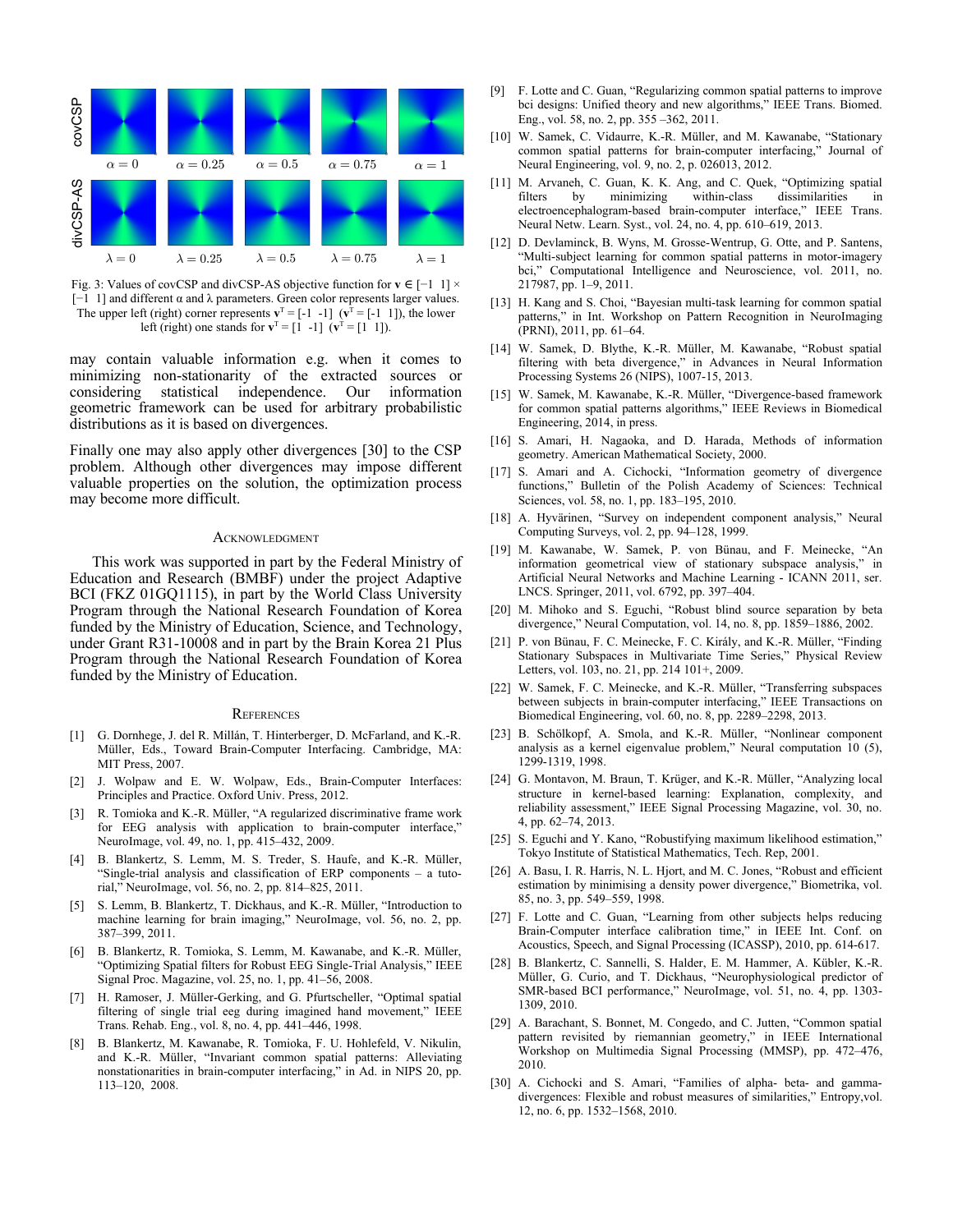covCSP

$\alpha = 0$ $\alpha = 0.25$ $\alpha = 0.5$ $\alpha = 0.75$ $\alpha = 1$

divCSP-AS

$\lambda = 0$ $\lambda = 0.25$ $\lambda = 0.5$ $\lambda = 0.75$ $\lambda = 1$

Fig. 3: Values of covCSP and divCSP-AS objective function for $\mathbf{v} \in [-1\ \ 1] \times [-1\ \ 1]$ and different α and λ parameters. Green color represents larger values. The upper left (right) corner represents $\mathbf{v}^T = [-1\ \ -1]$ ($\mathbf{v}^T = [-1\ \ 1]$), the lower left (right) one stands for $\mathbf{v}^T = [1\ \ -1]$ ($\mathbf{v}^T = [1\ \ 1]$).

may contain valuable information e.g. when it comes to minimizing non-stationarity of the extracted sources or considering statistical independence. Our information geometric framework can be used for arbitrary probabilistic distributions as it is based on divergences.

Finally one may also apply other divergences [30] to the CSP problem. Although other divergences may impose different valuable properties on the solution, the optimization process may become more difficult.

## Acknowledgment

This work was supported in part by the Federal Ministry of Education and Research (BMBF) under the project Adaptive BCI (FKZ 01GQ1115), in part by the World Class University Program through the National Research Foundation of Korea funded by the Ministry of Education, Science, and Technology, under Grant R31-10008 and in part by the Brain Korea 21 Plus Program through the National Research Foundation of Korea funded by the Ministry of Education.

## References

[1] G. Dornhege, J. del R. Millán, T. Hinterberger, D. McFarland, and K.-R. Müller, Eds., Toward Brain-Computer Interfacing. Cambridge, MA: MIT Press, 2007.

[2] J. Wolpaw and E. W. Wolpaw, Eds., Brain-Computer Interfaces: Principles and Practice. Oxford Univ. Press, 2012.

[3] R. Tomioka and K.-R. Müller, "A regularized discriminative frame work for EEG analysis with application to brain-computer interface," NeuroImage, vol. 49, no. 1, pp. 415–432, 2009.

[4] B. Blankertz, S. Lemm, M. S. Treder, S. Haufe, and K.-R. Müller, "Single-trial analysis and classification of ERP components – a tutorial," NeuroImage, vol. 56, no. 2, pp. 814–825, 2011.

[5] S. Lemm, B. Blankertz, T. Dickhaus, and K.-R. Müller, "Introduction to machine learning for brain imaging," NeuroImage, vol. 56, no. 2, pp. 387–399, 2011.

[6] B. Blankertz, R. Tomioka, S. Lemm, M. Kawanabe, and K.-R. Müller, "Optimizing Spatial filters for Robust EEG Single-Trial Analysis," IEEE Signal Proc. Magazine, vol. 25, no. 1, pp. 41–56, 2008.

[7] H. Ramoser, J. Müller-Gerking, and G. Pfurtscheller, "Optimal spatial filtering of single trial eeg during imagined hand movement," IEEE Trans. Rehab. Eng., vol. 8, no. 4, pp. 441–446, 1998.

[8] B. Blankertz, M. Kawanabe, R. Tomioka, F. U. Hohlefeld, V. Nikulin, and K.-R. Müller, "Invariant common spatial patterns: Alleviating nonstationarities in brain-computer interfacing," in Ad. in NIPS 20, pp. 113–120, 2008.

[9] F. Lotte and C. Guan, "Regularizing common spatial patterns to improve bci designs: Unified theory and new algorithms," IEEE Trans. Biomed. Eng., vol. 58, no. 2, pp. 355 –362, 2011.

[10] W. Samek, C. Vidaurre, K.-R. Müller, and M. Kawanabe, "Stationary common spatial patterns for brain-computer interfacing," Journal of Neural Engineering, vol. 9, no. 2, p. 026013, 2012.

[11] M. Arvaneh, C. Guan, K. K. Ang, and C. Quek, "Optimizing spatial filters by minimizing within-class dissimilarities in electroencephalogram-based brain-computer interface," IEEE Trans. Neural Netw. Learn. Syst., vol. 24, no. 4, pp. 610–619, 2013.

[12] D. Devlaminck, B. Wyns, M. Grosse-Wentrup, G. Otte, and P. Santens, "Multi-subject learning for common spatial patterns in motor-imagery bci," Computational Intelligence and Neuroscience, vol. 2011, no. 217987, pp. 1–9, 2011.

[13] H. Kang and S. Choi, "Bayesian multi-task learning for common spatial patterns," in Int. Workshop on Pattern Recognition in NeuroImaging (PRNI), 2011, pp. 61–64.

[14] W. Samek, D. Blythe, K.-R. Müller, M. Kawanabe, "Robust spatial filtering with beta divergence," in Advances in Neural Information Processing Systems 26 (NIPS), 1007-15, 2013.

[15] W. Samek, M. Kawanabe, K.-R. Müller, "Divergence-based framework for common spatial patterns algorithms," IEEE Reviews in Biomedical Engineering, 2014, in press.

[16] S. Amari, H. Nagaoka, and D. Harada, Methods of information geometry. American Mathematical Society, 2000.

[17] S. Amari and A. Cichocki, "Information geometry of divergence functions," Bulletin of the Polish Academy of Sciences: Technical Sciences, vol. 58, no. 1, pp. 183–195, 2010.

[18] A. Hyvärinen, "Survey on independent component analysis," Neural Computing Surveys, vol. 2, pp. 94–128, 1999.

[19] M. Kawanabe, W. Samek, P. von Bünau, and F. Meinecke, "An information geometrical view of stationary subspace analysis," in Artificial Neural Networks and Machine Learning - ICANN 2011, ser. LNCS. Springer, 2011, vol. 6792, pp. 397–404.

[20] M. Mihoko and S. Eguchi, "Robust blind source separation by beta divergence," Neural Computation, vol. 14, no. 8, pp. 1859–1886, 2002.

[21] P. von Bünau, F. C. Meinecke, F. C. Király, and K.-R. Müller, "Finding Stationary Subspaces in Multivariate Time Series," Physical Review Letters, vol. 103, no. 21, pp. 214 101+, 2009.

[22] W. Samek, F. C. Meinecke, and K.-R. Müller, "Transferring subspaces between subjects in brain-computer interfacing," IEEE Transactions on Biomedical Engineering, vol. 60, no. 8, pp. 2289–2298, 2013.

[23] B. Schölkopf, A. Smola, and K.-R. Müller, "Nonlinear component analysis as a kernel eigenvalue problem," Neural computation 10 (5), 1299-1319, 1998.

[24] G. Montavon, M. Braun, T. Krüger, and K.-R. Müller, "Analyzing local structure in kernel-based learning: Explanation, complexity, and reliability assessment," IEEE Signal Processing Magazine, vol. 30, no. 4, pp. 62–74, 2013.

[25] S. Eguchi and Y. Kano, "Robustifying maximum likelihood estimation," Tokyo Institute of Statistical Mathematics, Tech. Rep, 2001.

[26] A. Basu, I. R. Harris, N. L. Hjort, and M. C. Jones, "Robust and efficient estimation by minimising a density power divergence," Biometrika, vol. 85, no. 3, pp. 549–559, 1998.

[27] F. Lotte and C. Guan, "Learning from other subjects helps reducing Brain-Computer interface calibration time," in IEEE Int. Conf. on Acoustics, Speech, and Signal Processing (ICASSP), 2010, pp. 614-617.

[28] B. Blankertz, C. Sannelli, S. Halder, E. M. Hammer, A. Kübler, K.-R. Müller, G. Curio, and T. Dickhaus, "Neurophysiological predictor of SMR-based BCI performance," NeuroImage, vol. 51, no. 4, pp. 1303-1309, 2010.

[29] A. Barachant, S. Bonnet, M. Congedo, and C. Jutten, "Common spatial pattern revisited by riemannian geometry," in IEEE International Workshop on Multimedia Signal Processing (MMSP), pp. 472–476, 2010.

[30] A. Cichocki and S. Amari, "Families of alpha- beta- and gamma-divergences: Flexible and robust measures of similarities," Entropy,vol. 12, no. 6, pp. 1532–1568, 2010.